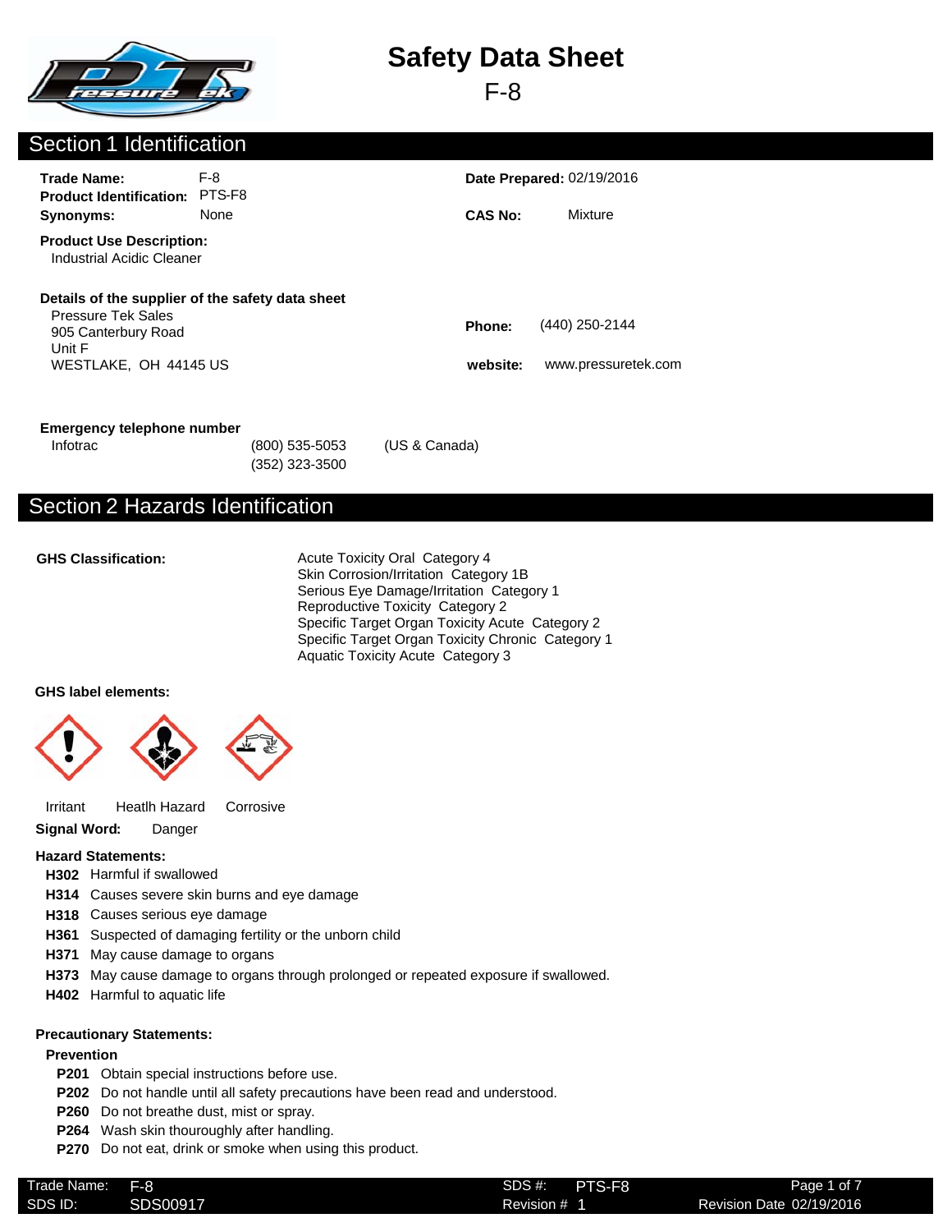# Safety Data Sheet

F-8

## Section 1 Identification

**Trade Name:** F-8
**Product Identification:** PTS-F8
**Synonyms:** None

**Date Prepared:** 02/19/2016

**CAS No:** Mixture

**Product Use Description:**
Industrial Acidic Cleaner

**Details of the supplier of the safety data sheet**
Pressure Tek Sales
905 Canterbury Road
Unit F
WESTLAKE, OH 44145 US

**Phone:** (440) 250-2144

**website:** www.pressuretek.com

**Emergency telephone number**

Infotrac (800) 535-5053 (US & Canada)
(352) 323-3500

## Section 2 Hazards Identification

**GHS Classification:**

Acute Toxicity Oral Category 4
Skin Corrosion/Irritation Category 1B
Serious Eye Damage/Irritation Category 1
Reproductive Toxicity Category 2
Specific Target Organ Toxicity Acute Category 2
Specific Target Organ Toxicity Chronic Category 1
Aquatic Toxicity Acute Category 3

**GHS label elements:**

Irritant Heatlh Hazard Corrosive

**Signal Word:** Danger

**Hazard Statements:**

- **H302** Harmful if swallowed
- **H314** Causes severe skin burns and eye damage
- **H318** Causes serious eye damage
- **H361** Suspected of damaging fertility or the unborn child
- **H371** May cause damage to organs
- **H373** May cause damage to organs through prolonged or repeated exposure if swallowed.
- **H402** Harmful to aquatic life

**Precautionary Statements:**

**Prevention**

- **P201** Obtain special instructions before use.
- **P202** Do not handle until all safety precautions have been read and understood.
- **P260** Do not breathe dust, mist or spray.
- **P264** Wash skin thouroughly after handling.
- **P270** Do not eat, drink or smoke when using this product.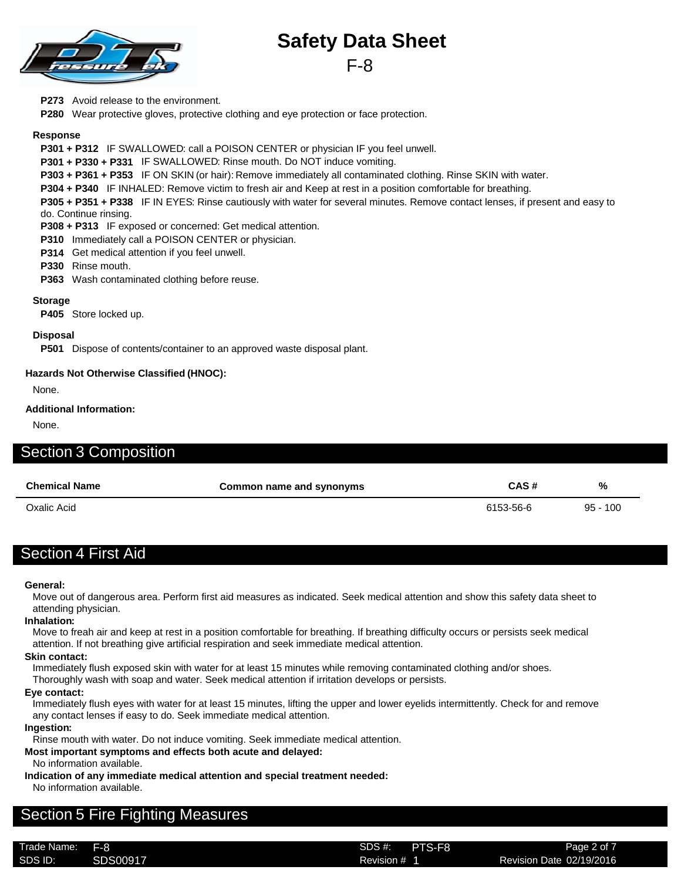**P273** Avoid release to the environment.

**P280** Wear protective gloves, protective clothing and eye protection or face protection.

**Response**

**P301 + P312** IF SWALLOWED: call a POISON CENTER or physician IF you feel unwell.

**P301 + P330 + P331** IF SWALLOWED: Rinse mouth. Do NOT induce vomiting.

**P303 + P361 + P353** IF ON SKIN (or hair): Remove immediately all contaminated clothing. Rinse SKIN with water.

**P304 + P340** IF INHALED: Remove victim to fresh air and Keep at rest in a position comfortable for breathing.

**P305 + P351 + P338** IF IN EYES: Rinse cautiously with water for several minutes. Remove contact lenses, if present and easy to do. Continue rinsing.

**P308 + P313** IF exposed or concerned: Get medical attention.

**P310** Immediately call a POISON CENTER or physician.

**P314** Get medical attention if you feel unwell.

**P330** Rinse mouth.

**P363** Wash contaminated clothing before reuse.

**Storage**

**P405** Store locked up.

**Disposal**

**P501** Dispose of contents/container to an approved waste disposal plant.

**Hazards Not Otherwise Classified (HNOC):**

None.

**Additional Information:**

None.

## Section 3 Composition

| Chemical Name | Common name and synonyms | CAS # | % |
|---|---|---|---|
| Oxalic Acid | | 6153-56-6 | 95 - 100 |

## Section 4 First Aid

**General:**

Move out of dangerous area. Perform first aid measures as indicated. Seek medical attention and show this safety data sheet to attending physician.

**Inhalation:**

Move to freah air and keep at rest in a position comfortable for breathing. If breathing difficulty occurs or persists seek medical attention. If not breathing give artificial respiration and seek immediate medical attention.

**Skin contact:**

Immediately flush exposed skin with water for at least 15 minutes while removing contaminated clothing and/or shoes. Thoroughly wash with soap and water. Seek medical attention if irritation develops or persists.

**Eye contact:**

Immediately flush eyes with water for at least 15 minutes, lifting the upper and lower eyelids intermittently. Check for and remove any contact lenses if easy to do. Seek immediate medical attention.

**Ingestion:**

Rinse mouth with water. Do not induce vomiting. Seek immediate medical attention.

**Most important symptoms and effects both acute and delayed:**

No information available.

**Indication of any immediate medical attention and special treatment needed:**

No information available.

## Section 5 Fire Fighting Measures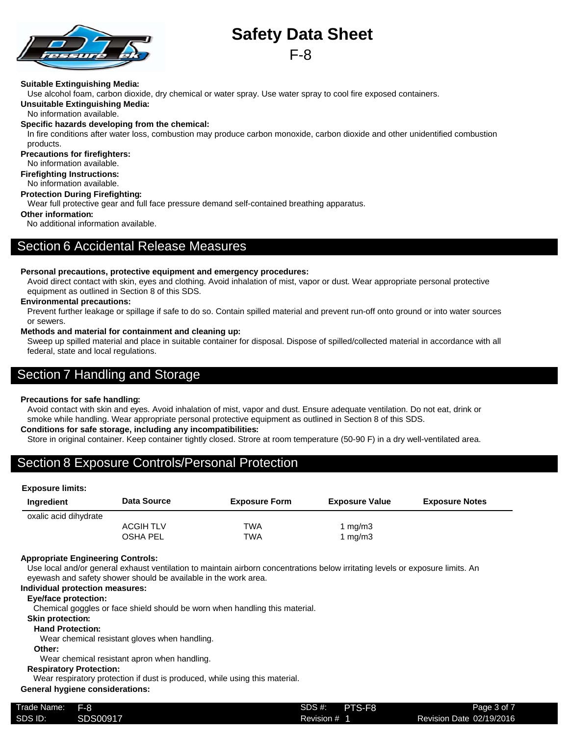**Suitable Extinguishing Media:**

Use alcohol foam, carbon dioxide, dry chemical or water spray. Use water spray to cool fire exposed containers.

**Unsuitable Extinguishing Media:**

No information available.

**Specific hazards developing from the chemical:**

In fire conditions after water loss, combustion may produce carbon monoxide, carbon dioxide and other unidentified combustion products.

**Precautions for firefighters:**

No information available.

**Firefighting Instructions:**

No information available.

**Protection During Firefighting:**

Wear full protective gear and full face pressure demand self-contained breathing apparatus.

**Other information:**

No additional information available.

## Section 6 Accidental Release Measures

**Personal precautions, protective equipment and emergency procedures:**

Avoid direct contact with skin, eyes and clothing. Avoid inhalation of mist, vapor or dust. Wear appropriate personal protective equipment as outlined in Section 8 of this SDS.

**Environmental precautions:**

Prevent further leakage or spillage if safe to do so. Contain spilled material and prevent run-off onto ground or into water sources or sewers.

**Methods and material for containment and cleaning up:**

Sweep up spilled material and place in suitable container for disposal. Dispose of spilled/collected material in accordance with all federal, state and local regulations.

## Section 7 Handling and Storage

**Precautions for safe handling:**

Avoid contact with skin and eyes. Avoid inhalation of mist, vapor and dust. Ensure adequate ventilation. Do not eat, drink or smoke while handling. Wear appropriate personal protective equipment as outlined in Section 8 of this SDS.

**Conditions for safe storage, including any incompatibilities:**

Store in original container. Keep container tightly closed. Strore at room temperature (50-90 F) in a dry well-ventilated area.

## Section 8 Exposure Controls/Personal Protection

**Exposure limits:**

| Ingredient | Data Source | Exposure Form | Exposure Value | Exposure Notes |
|---|---|---|---|---|
| oxalic acid dihydrate | | | | |
| | ACGIH TLV | TWA | 1 mg/m3 | |
| | OSHA PEL | TWA | 1 mg/m3 | |

**Appropriate Engineering Controls:**

Use local and/or general exhaust ventilation to maintain airborn concentrations below irritating levels or exposure limits. An eyewash and safety shower should be available in the work area.

**Individual protection measures:**

**Eye/face protection:**

Chemical goggles or face shield should be worn when handling this material.

**Skin protection:**

**Hand Protection:**

Wear chemical resistant gloves when handling.

**Other:**

Wear chemical resistant apron when handling.

**Respiratory Protection:**

Wear respiratory protection if dust is produced, while using this material.

**General hygiene considerations:**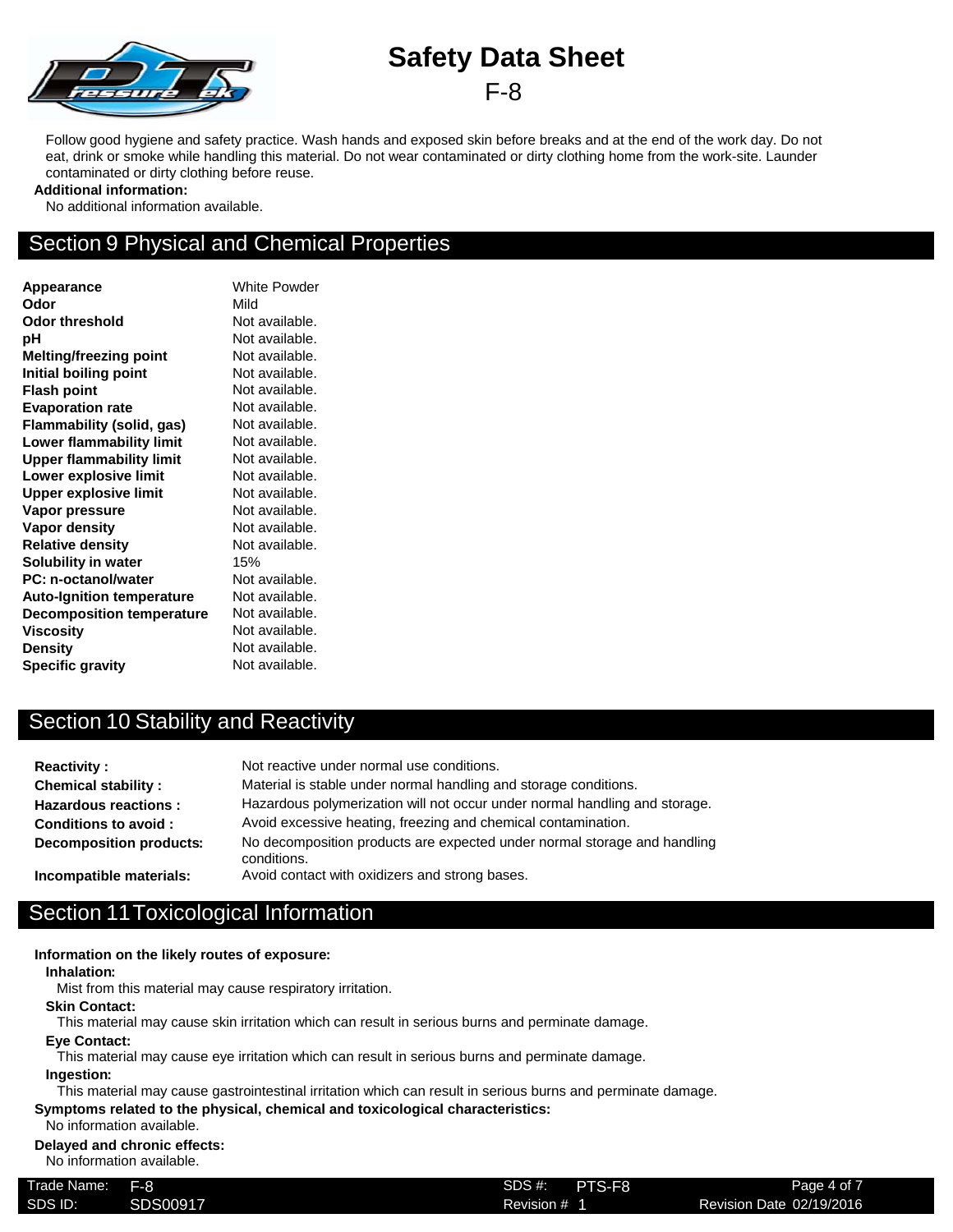Follow good hygiene and safety practice. Wash hands and exposed skin before breaks and at the end of the work day. Do not eat, drink or smoke while handling this material. Do not wear contaminated or dirty clothing home from the work-site. Launder contaminated or dirty clothing before reuse.

**Additional information:**

No additional information available.

## Section 9 Physical and Chemical Properties

| | |
|---|---|
| **Appearance** | White Powder |
| **Odor** | Mild |
| **Odor threshold** | Not available. |
| **pH** | Not available. |
| **Melting/freezing point** | Not available. |
| **Initial boiling point** | Not available. |
| **Flash point** | Not available. |
| **Evaporation rate** | Not available. |
| **Flammability (solid, gas)** | Not available. |
| **Lower flammability limit** | Not available. |
| **Upper flammability limit** | Not available. |
| **Lower explosive limit** | Not available. |
| **Upper explosive limit** | Not available. |
| **Vapor pressure** | Not available. |
| **Vapor density** | Not available. |
| **Relative density** | Not available. |
| **Solubility in water** | 15% |
| **PC: n-octanol/water** | Not available. |
| **Auto-Ignition temperature** | Not available. |
| **Decomposition temperature** | Not available. |
| **Viscosity** | Not available. |
| **Density** | Not available. |
| **Specific gravity** | Not available. |

## Section 10 Stability and Reactivity

| | |
|---|---|
| **Reactivity :** | Not reactive under normal use conditions. |
| **Chemical stability :** | Material is stable under normal handling and storage conditions. |
| **Hazardous reactions :** | Hazardous polymerization will not occur under normal handling and storage. |
| **Conditions to avoid :** | Avoid excessive heating, freezing and chemical contamination. |
| **Decomposition products:** | No decomposition products are expected under normal storage and handling conditions. |
| **Incompatible materials:** | Avoid contact with oxidizers and strong bases. |

## Section 11 Toxicological Information

**Information on the likely routes of exposure:**

**Inhalation:**

Mist from this material may cause respiratory irritation.

**Skin Contact:**

This material may cause skin irritation which can result in serious burns and perminate damage.

**Eye Contact:**

This material may cause eye irritation which can result in serious burns and perminate damage.

**Ingestion:**

This material may cause gastrointestinal irritation which can result in serious burns and perminate damage.

**Symptoms related to the physical, chemical and toxicological characteristics:**

No information available.

**Delayed and chronic effects:**

No information available.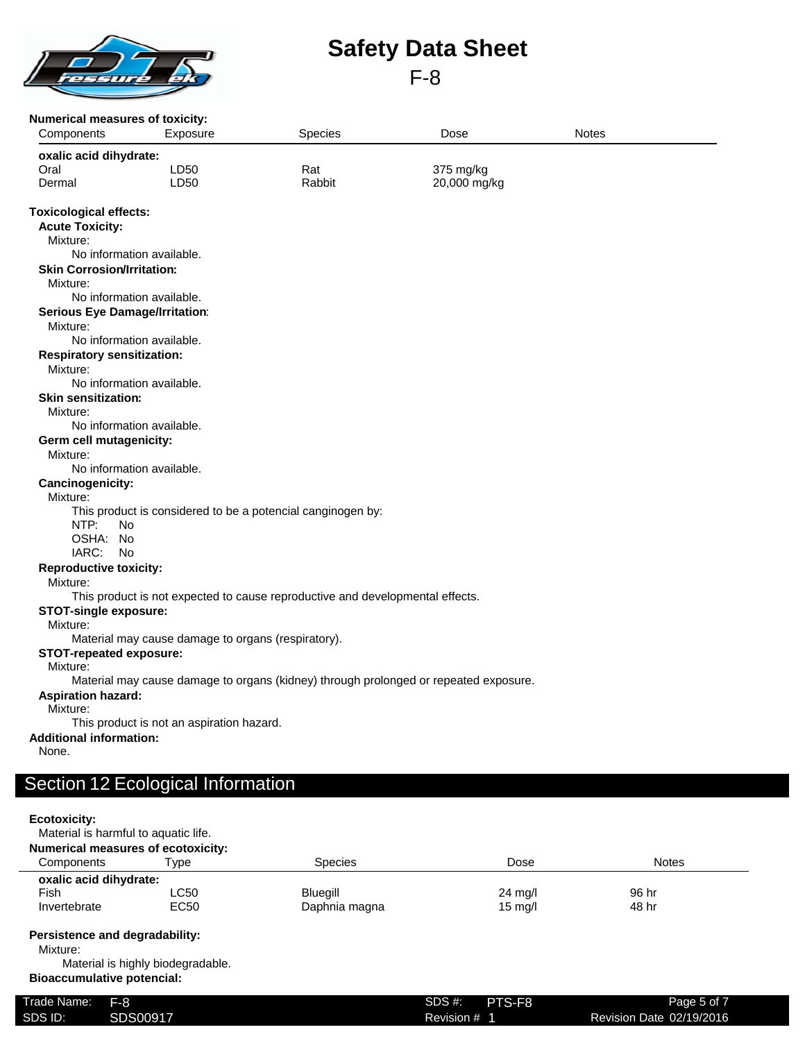**Numerical measures of toxicity:**

| Components | Exposure | Species | Dose | Notes |
|---|---|---|---|---|
| **oxalic acid dihydrate:** | | | | |
| Oral | LD50 | Rat | 375 mg/kg | |
| Dermal | LD50 | Rabbit | 20,000 mg/kg | |

**Toxicological effects:**

**Acute Toxicity:**

Mixture:

No information available.

**Skin Corrosion/Irritation:**

Mixture:

No information available.

**Serious Eye Damage/Irritation:**

Mixture:

No information available.

**Respiratory sensitization:**

Mixture:

No information available.

**Skin sensitization:**

Mixture:

No information available.

**Germ cell mutagenicity:**

Mixture:

No information available.

**Cancinogenicity:**

Mixture:

This product is considered to be a potencial canginogen by:

NTP: No

OSHA: No

IARC: No

**Reproductive toxicity:**

Mixture:

This product is not expected to cause reproductive and developmental effects.

**STOT-single exposure:**

Mixture:

Material may cause damage to organs (respiratory).

**STOT-repeated exposure:**

Mixture:

Material may cause damage to organs (kidney) through prolonged or repeated exposure.

**Aspiration hazard:**

Mixture:

This product is not an aspiration hazard.

**Additional information:**

None.

## Section 12 Ecological Information

**Ecotoxicity:**

Material is harmful to aquatic life.

**Numerical measures of ecotoxicity:**

| Components | Type | Species | Dose | Notes |
|---|---|---|---|---|
| **oxalic acid dihydrate:** | | | | |
| Fish | LC50 | Bluegill | 24 mg/l | 96 hr |
| Invertebrate | EC50 | Daphnia magna | 15 mg/l | 48 hr |

**Persistence and degradability:**

Mixture:

Material is highly biodegradable.

**Bioaccumulative potencial:**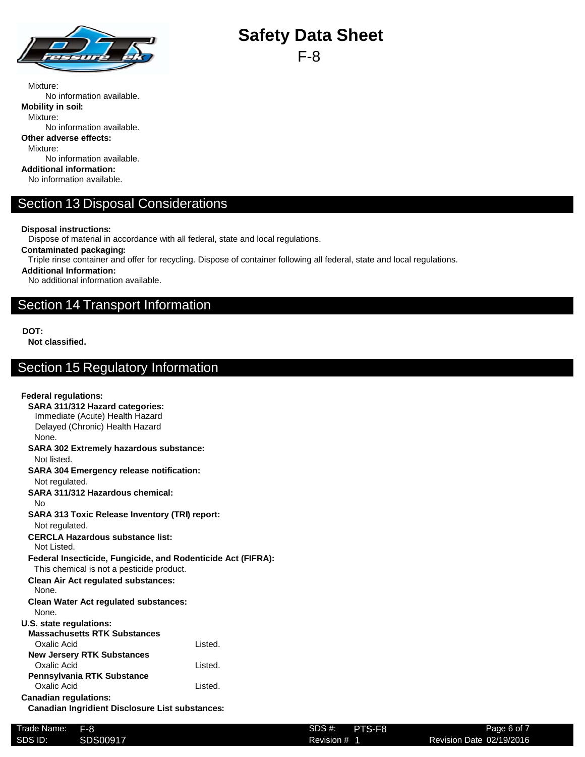Mixture:

No information available.

**Mobility in soil:**

Mixture:

No information available.

**Other adverse effects:**

Mixture:

No information available.

**Additional information:**

No information available.

## Section 13 Disposal Considerations

**Disposal instructions:**

Dispose of material in accordance with all federal, state and local regulations.

**Contaminated packaging:**

Triple rinse container and offer for recycling. Dispose of container following all federal, state and local regulations.

**Additional Information:**

No additional information available.

## Section 14 Transport Information

**DOT:**

**Not classified.**

## Section 15 Regulatory Information

**Federal regulations:**

**SARA 311/312 Hazard categories:**

Immediate (Acute) Health Hazard
Delayed (Chronic) Health Hazard
None.

**SARA 302 Extremely hazardous substance:**

Not listed.

**SARA 304 Emergency release notification:**

Not regulated.

**SARA 311/312 Hazardous chemical:**

No

**SARA 313 Toxic Release Inventory (TRI) report:**

Not regulated.

**CERCLA Hazardous substance list:**

Not Listed.

**Federal Insecticide, Fungicide, and Rodenticide Act (FIFRA):**

This chemical is not a pesticide product.

**Clean Air Act regulated substances:**

None.

**Clean Water Act regulated substances:**

None.

**U.S. state regulations:**

**Massachusetts RTK Substances**

| Oxalic Acid | Listed. |
|---|---|

**New Jersery RTK Substances**

| Oxalic Acid | Listed. |
|---|---|

**Pennsylvania RTK Substance**

| Oxalic Acid | Listed. |
|---|---|

**Canadian regulations:**

**Canadian Ingridient Disclosure List substances:**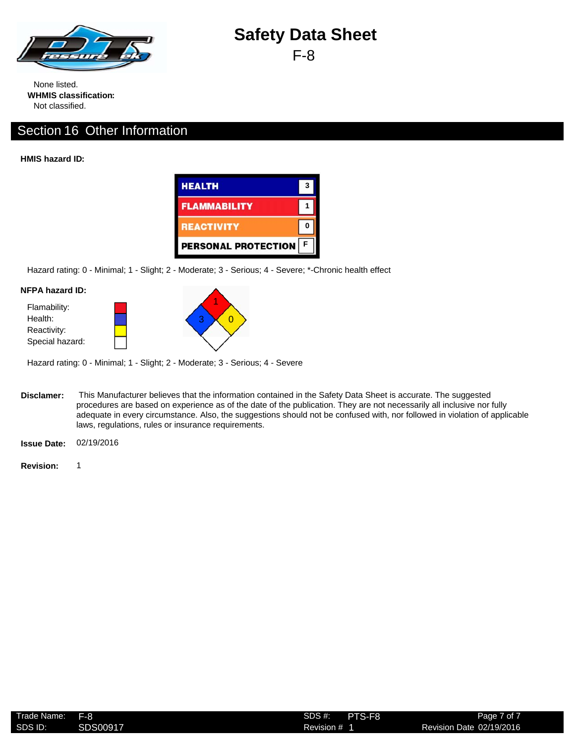None listed.

**WHMIS classification:**

Not classified.

## Section 16 Other Information

**HMIS hazard ID:**

| | |
|---|---|
| HEALTH | 3 |
| FLAMMABILITY | 1 |
| REACTIVITY | 0 |
| PERSONAL PROTECTION | F |

Hazard rating: 0 - Minimal; 1 - Slight; 2 - Moderate; 3 - Serious; 4 - Severe; *-Chronic health effect

**NFPA hazard ID:**

Flamability:
Health:
Reactivity:
Special hazard:

1
3
0

Hazard rating: 0 - Minimal; 1 - Slight; 2 - Moderate; 3 - Serious; 4 - Severe

**Disclamer:** This Manufacturer believes that the information contained in the Safety Data Sheet is accurate. The suggested procedures are based on experience as of the date of the publication. They are not necessarily all inclusive nor fully adequate in every circumstance. Also, the suggestions should not be confused with, nor followed in violation of applicable laws, regulations, rules or insurance requirements.

**Issue Date:** 02/19/2016

**Revision:** 1